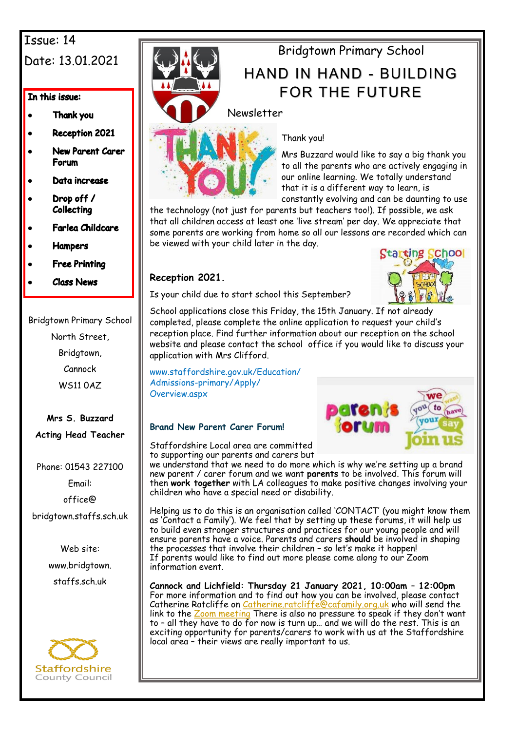Issue: 14

Date: 13.01.2021

**In this issue:**

- **Thank you**
- **Reception 2021**
- **New Parent Carer Forum**
- **Data increase**
- **Drop off / Collecting**
- **Farlea Childcare**
- **Hampers**
- **Free Printing**
- **Class News**

Bridgtown Primary School
North Street,
Bridgtown,
Cannock
WS11 0AZ

**Mrs S. Buzzard**
**Acting Head Teacher**

Phone: 01543 227100

Email:
office@bridgtown.staffs.sch.uk

Web site:
www.bridgtown.staffs.sch.uk

Staffordshire County Council

# Bridgtown Primary School

## HAND IN HAND - BUILDING FOR THE FUTURE

Newsletter

Thank you!

Mrs Buzzard would like to say a big thank you to all the parents who are actively engaging in our online learning. We totally understand that it is a different way to learn, is constantly evolving and can be daunting to use the technology (not just for parents but teachers too!). If possible, we ask that all children access at least one 'live stream' per day. We appreciate that some parents are working from home so all our lessons are recorded which can be viewed with your child later in the day.

### Reception 2021.

Is your child due to start school this September?

School applications close this Friday, the 15th January. If not already completed, please complete the online application to request your child's reception place. Find further information about our reception on the school website and please contact the school office if you would like to discuss your application with Mrs Clifford.

www.staffordshire.gov.uk/Education/Admissions-primary/Apply/Overview.aspx

### Brand New Parent Carer Forum!

Staffordshire Local area are committed to supporting our parents and carers but we understand that we need to do more which is why we're setting up a brand new parent / carer forum and we want **parents** to be involved. This forum will then **work together** with LA colleagues to make positive changes involving your children who have a special need or disability.

Helping us to do this is an organisation called 'CONTACT' (you might know them as 'Contact a Family'). We feel that by setting up these forums, it will help us to build even stronger structures and practices for our young people and will ensure parents have a voice. Parents and carers **should** be involved in shaping the processes that involve their children – so let's make it happen!
If parents would like to find out more please come along to our Zoom information event.

**Cannock and Lichfield: Thursday 21 January 2021, 10:00am – 12:00pm**
For more information and to find out how you can be involved, please contact Catherine Ratcliffe on Catherine.ratcliffe@cafamily.org.uk who will send the link to the Zoom meeting There is also no pressure to speak if they don't want to – all they have to do for now is turn up… and we will do the rest. This is an exciting opportunity for parents/carers to work with us at the Staffordshire local area – their views are really important to us.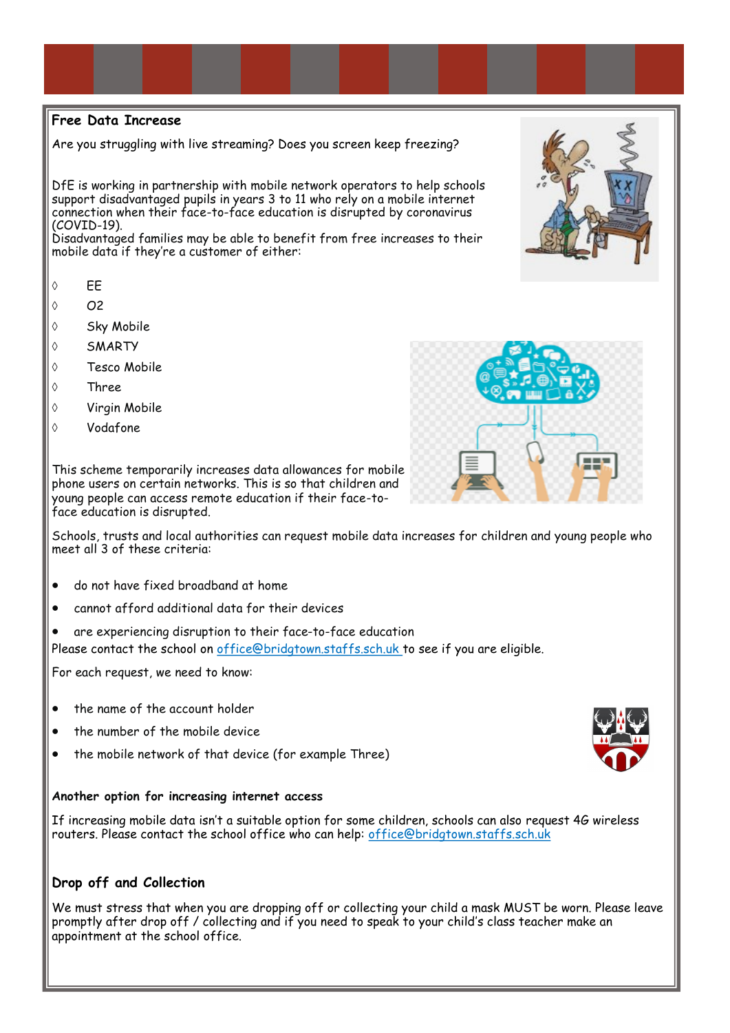## Free Data Increase

Are you struggling with live streaming? Does you screen keep freezing?

DfE is working in partnership with mobile network operators to help schools support disadvantaged pupils in years 3 to 11 who rely on a mobile internet connection when their face-to-face education is disrupted by coronavirus (COVID-19).
Disadvantaged families may be able to benefit from free increases to their mobile data if they're a customer of either:

- EE
- O2
- Sky Mobile
- SMARTY
- Tesco Mobile
- Three
- Virgin Mobile
- Vodafone

This scheme temporarily increases data allowances for mobile phone users on certain networks. This is so that children and young people can access remote education if their face-to-face education is disrupted.

Schools, trusts and local authorities can request mobile data increases for children and young people who meet all 3 of these criteria:

- do not have fixed broadband at home
- cannot afford additional data for their devices
- are experiencing disruption to their face-to-face education

Please contact the school on office@bridgtown.staffs.sch.uk to see if you are eligible.

For each request, we need to know:

- the name of the account holder
- the number of the mobile device
- the mobile network of that device (for example Three)

**Another option for increasing internet access**

If increasing mobile data isn't a suitable option for some children, schools can also request 4G wireless routers. Please contact the school office who can help: office@bridgtown.staffs.sch.uk

## Drop off and Collection

We must stress that when you are dropping off or collecting your child a mask MUST be worn. Please leave promptly after drop off / collecting and if you need to speak to your child's class teacher make an appointment at the school office.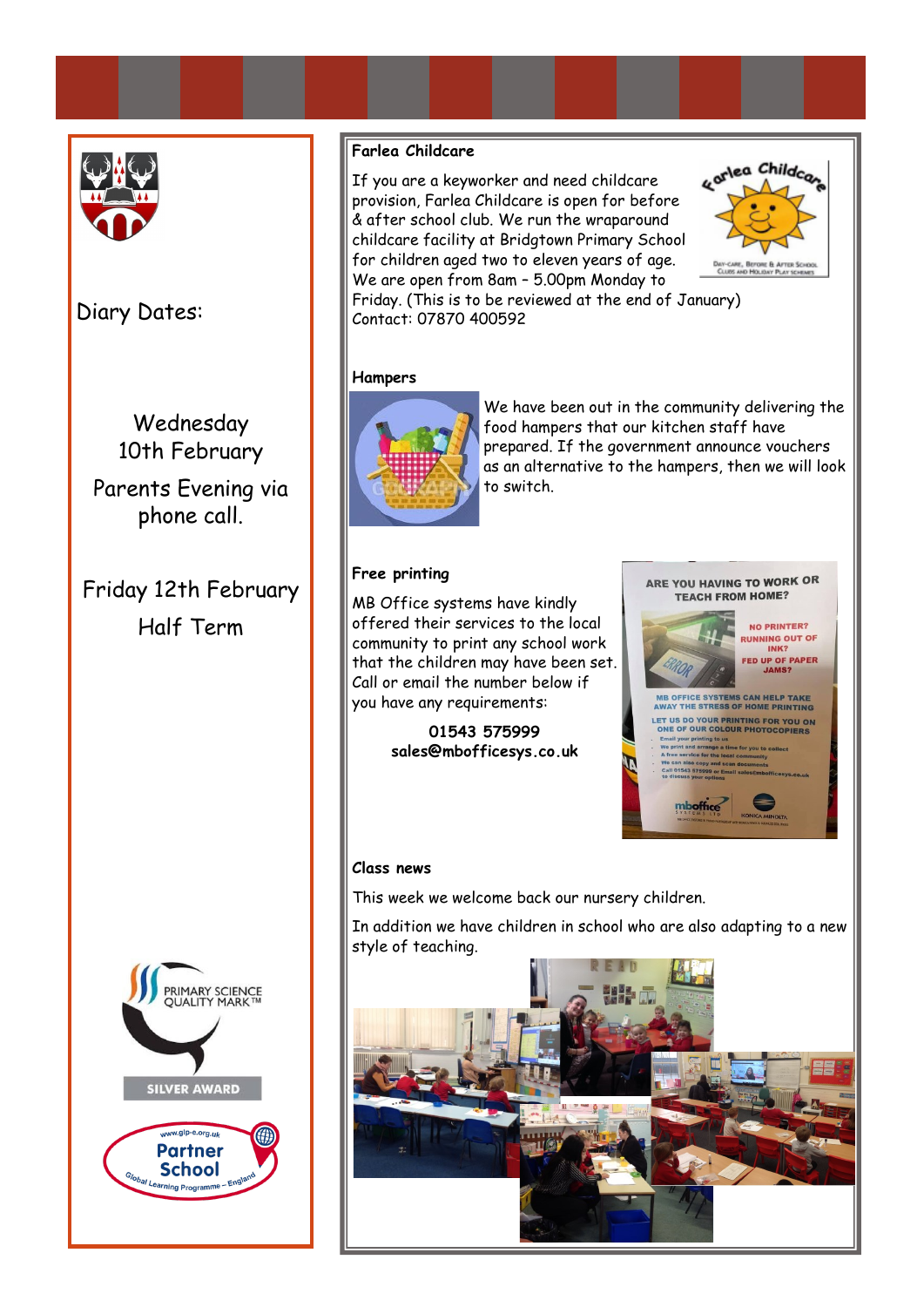Diary Dates:

Wednesday 10th February

Parents Evening via phone call.

Friday 12th February

Half Term

**Farlea Childcare**

If you are a keyworker and need childcare provision, Farlea Childcare is open for before & after school club. We run the wraparound childcare facility at Bridgtown Primary School for children aged two to eleven years of age. We are open from 8am – 5.00pm Monday to Friday. (This is to be reviewed at the end of January) Contact: 07870 400592

**Hampers**

We have been out in the community delivering the food hampers that our kitchen staff have prepared. If the government announce vouchers as an alternative to the hampers, then we will look to switch.

**Free printing**

MB Office systems have kindly offered their services to the local community to print any school work that the children may have been set. Call or email the number below if you have any requirements:

**01543 575999**
**sales@mbofficesys.co.uk**

**Class news**

This week we welcome back our nursery children.

In addition we have children in school who are also adapting to a new style of teaching.